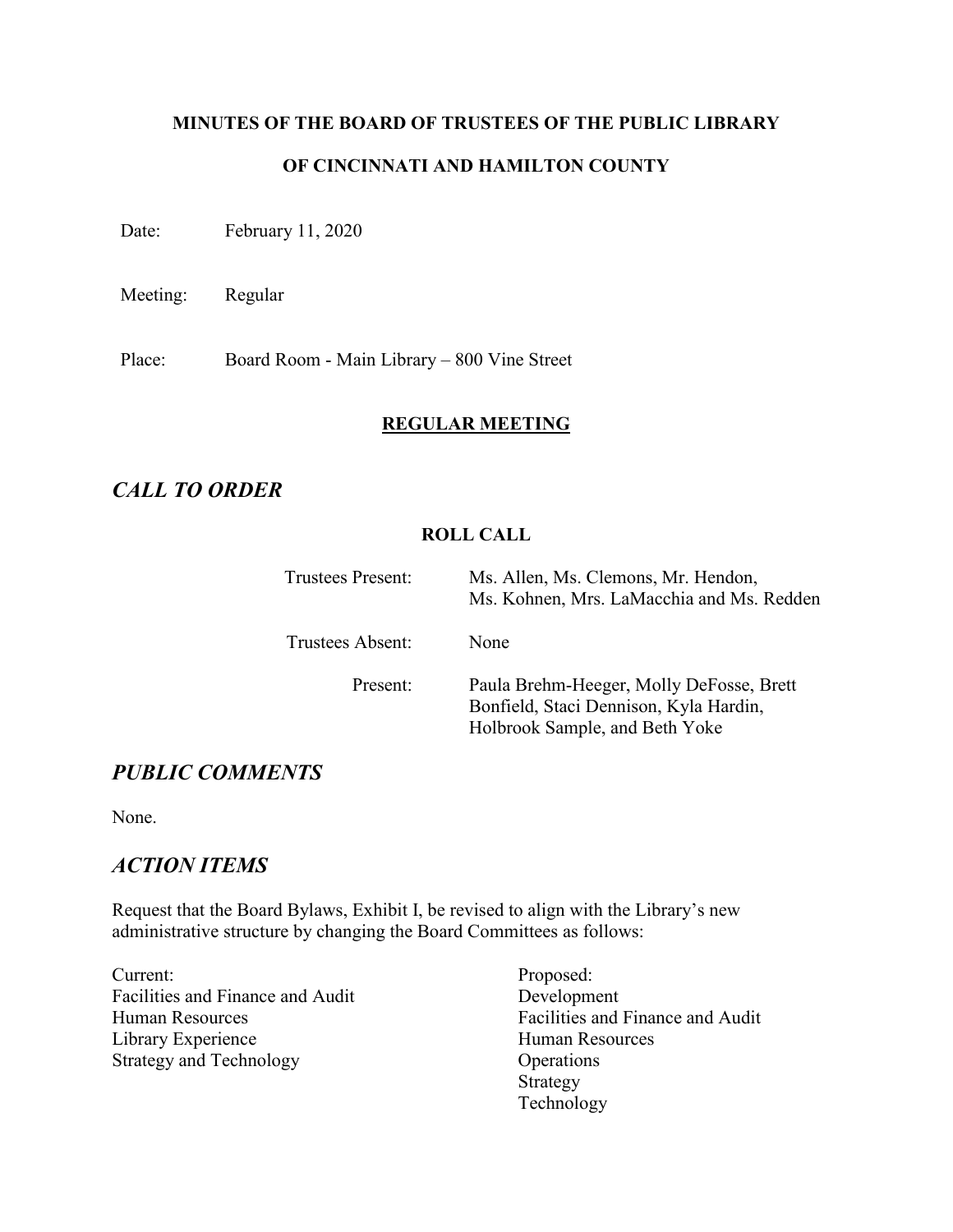**MINUTES OF THE BOARD OF TRUSTEES OF THE PUBLIC LIBRARY**

**OF CINCINNATI AND HAMILTON COUNTY**

Date: February 11, 2020

Meeting: Regular

Place: Board Room - Main Library – 800 Vine Street

**REGULAR MEETING**

## *CALL TO ORDER*

**ROLL CALL**

Trustees Present: Ms. Allen, Ms. Clemons, Mr. Hendon, Ms. Kohnen, Mrs. LaMacchia and Ms. Redden

Trustees Absent: None

Present: Paula Brehm-Heeger, Molly DeFosse, Brett Bonfield, Staci Dennison, Kyla Hardin, Holbrook Sample, and Beth Yoke

## *PUBLIC COMMENTS*

None.

## *ACTION ITEMS*

Request that the Board Bylaws, Exhibit I, be revised to align with the Library's new administrative structure by changing the Board Committees as follows:

| Current: | Proposed: |
|---|---|
| Facilities and Finance and Audit | Development |
| Human Resources | Facilities and Finance and Audit |
| Library Experience | Human Resources |
| Strategy and Technology | Operations |
| | Strategy |
| | Technology |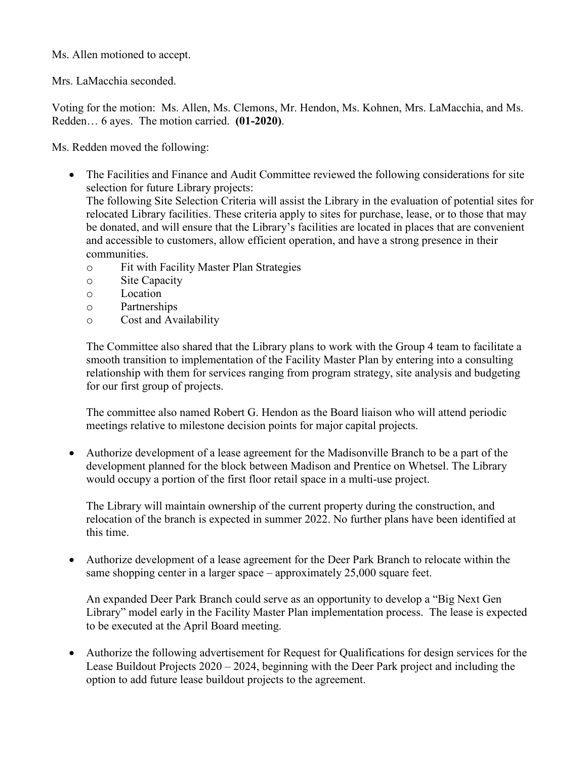Ms. Allen motioned to accept.

Mrs. LaMacchia seconded.

Voting for the motion: Ms. Allen, Ms. Clemons, Mr. Hendon, Ms. Kohnen, Mrs. LaMacchia, and Ms. Redden… 6 ayes. The motion carried. **(01-2020)**.

Ms. Redden moved the following:

- The Facilities and Finance and Audit Committee reviewed the following considerations for site selection for future Library projects:
  The following Site Selection Criteria will assist the Library in the evaluation of potential sites for relocated Library facilities. These criteria apply to sites for purchase, lease, or to those that may be donated, and will ensure that the Library's facilities are located in places that are convenient and accessible to customers, allow efficient operation, and have a strong presence in their communities.
  - Fit with Facility Master Plan Strategies
  - Site Capacity
  - Location
  - Partnerships
  - Cost and Availability

  The Committee also shared that the Library plans to work with the Group 4 team to facilitate a smooth transition to implementation of the Facility Master Plan by entering into a consulting relationship with them for services ranging from program strategy, site analysis and budgeting for our first group of projects.

  The committee also named Robert G. Hendon as the Board liaison who will attend periodic meetings relative to milestone decision points for major capital projects.

- Authorize development of a lease agreement for the Madisonville Branch to be a part of the development planned for the block between Madison and Prentice on Whetsel. The Library would occupy a portion of the first floor retail space in a multi-use project.

  The Library will maintain ownership of the current property during the construction, and relocation of the branch is expected in summer 2022. No further plans have been identified at this time.

- Authorize development of a lease agreement for the Deer Park Branch to relocate within the same shopping center in a larger space – approximately 25,000 square feet.

  An expanded Deer Park Branch could serve as an opportunity to develop a "Big Next Gen Library" model early in the Facility Master Plan implementation process. The lease is expected to be executed at the April Board meeting.

- Authorize the following advertisement for Request for Qualifications for design services for the Lease Buildout Projects 2020 – 2024, beginning with the Deer Park project and including the option to add future lease buildout projects to the agreement.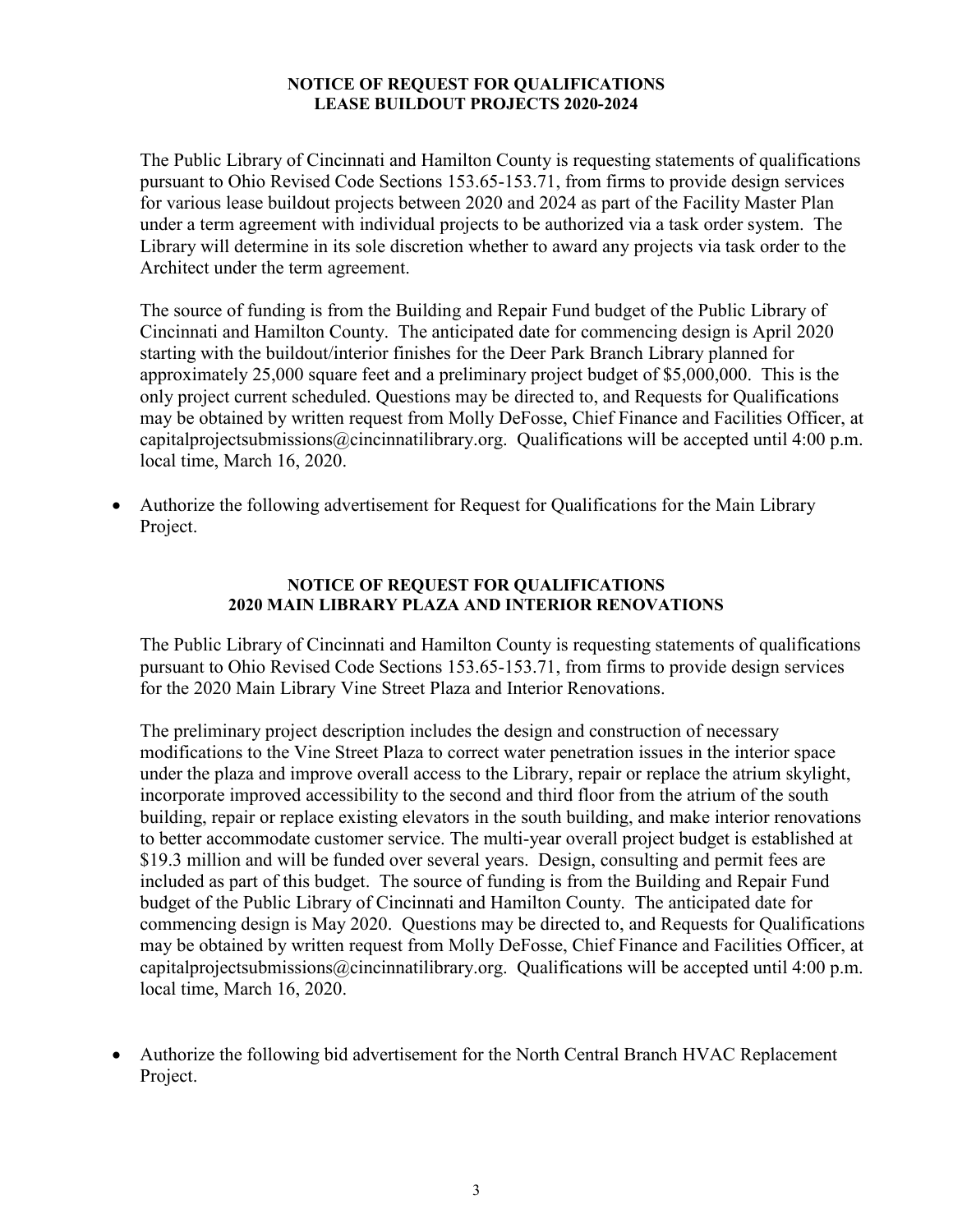**NOTICE OF REQUEST FOR QUALIFICATIONS**
**LEASE BUILDOUT PROJECTS 2020-2024**

The Public Library of Cincinnati and Hamilton County is requesting statements of qualifications pursuant to Ohio Revised Code Sections 153.65-153.71, from firms to provide design services for various lease buildout projects between 2020 and 2024 as part of the Facility Master Plan under a term agreement with individual projects to be authorized via a task order system. The Library will determine in its sole discretion whether to award any projects via task order to the Architect under the term agreement.

The source of funding is from the Building and Repair Fund budget of the Public Library of Cincinnati and Hamilton County. The anticipated date for commencing design is April 2020 starting with the buildout/interior finishes for the Deer Park Branch Library planned for approximately 25,000 square feet and a preliminary project budget of $5,000,000. This is the only project current scheduled. Questions may be directed to, and Requests for Qualifications may be obtained by written request from Molly DeFosse, Chief Finance and Facilities Officer, at capitalprojectsubmissions@cincinnatilibrary.org. Qualifications will be accepted until 4:00 p.m. local time, March 16, 2020.

- Authorize the following advertisement for Request for Qualifications for the Main Library Project.

**NOTICE OF REQUEST FOR QUALIFICATIONS**
**2020 MAIN LIBRARY PLAZA AND INTERIOR RENOVATIONS**

The Public Library of Cincinnati and Hamilton County is requesting statements of qualifications pursuant to Ohio Revised Code Sections 153.65-153.71, from firms to provide design services for the 2020 Main Library Vine Street Plaza and Interior Renovations.

The preliminary project description includes the design and construction of necessary modifications to the Vine Street Plaza to correct water penetration issues in the interior space under the plaza and improve overall access to the Library, repair or replace the atrium skylight, incorporate improved accessibility to the second and third floor from the atrium of the south building, repair or replace existing elevators in the south building, and make interior renovations to better accommodate customer service. The multi-year overall project budget is established at $19.3 million and will be funded over several years. Design, consulting and permit fees are included as part of this budget. The source of funding is from the Building and Repair Fund budget of the Public Library of Cincinnati and Hamilton County. The anticipated date for commencing design is May 2020. Questions may be directed to, and Requests for Qualifications may be obtained by written request from Molly DeFosse, Chief Finance and Facilities Officer, at capitalprojectsubmissions@cincinnatilibrary.org. Qualifications will be accepted until 4:00 p.m. local time, March 16, 2020.

- Authorize the following bid advertisement for the North Central Branch HVAC Replacement Project.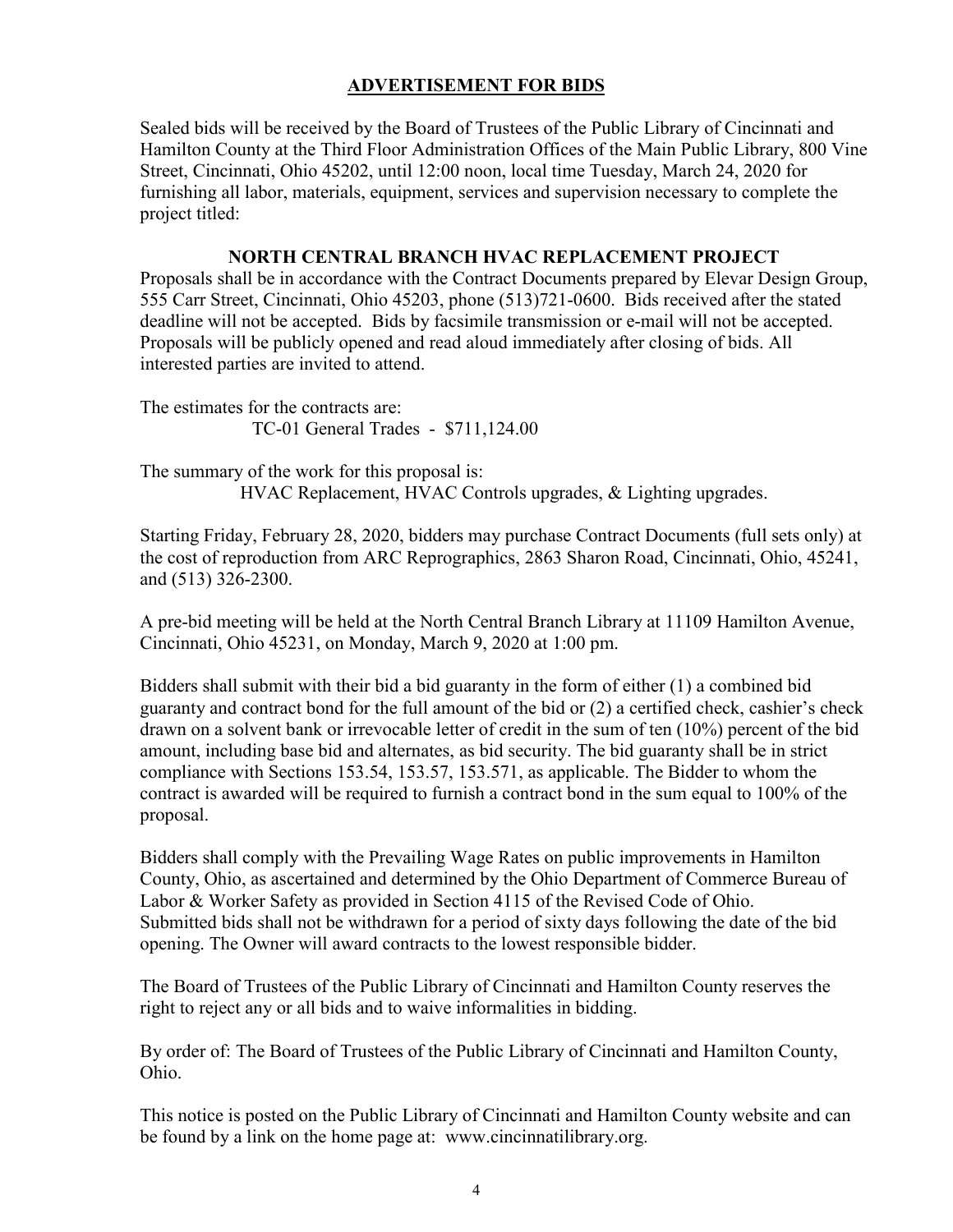# ADVERTISEMENT FOR BIDS

Sealed bids will be received by the Board of Trustees of the Public Library of Cincinnati and Hamilton County at the Third Floor Administration Offices of the Main Public Library, 800 Vine Street, Cincinnati, Ohio 45202, until 12:00 noon, local time Tuesday, March 24, 2020 for furnishing all labor, materials, equipment, services and supervision necessary to complete the project titled:

## NORTH CENTRAL BRANCH HVAC REPLACEMENT PROJECT

Proposals shall be in accordance with the Contract Documents prepared by Elevar Design Group, 555 Carr Street, Cincinnati, Ohio 45203, phone (513)721-0600. Bids received after the stated deadline will not be accepted. Bids by facsimile transmission or e-mail will not be accepted. Proposals will be publicly opened and read aloud immediately after closing of bids. All interested parties are invited to attend.

The estimates for the contracts are:

TC-01 General Trades - $711,124.00

The summary of the work for this proposal is:

HVAC Replacement, HVAC Controls upgrades, & Lighting upgrades.

Starting Friday, February 28, 2020, bidders may purchase Contract Documents (full sets only) at the cost of reproduction from ARC Reprographics, 2863 Sharon Road, Cincinnati, Ohio, 45241, and (513) 326-2300.

A pre-bid meeting will be held at the North Central Branch Library at 11109 Hamilton Avenue, Cincinnati, Ohio 45231, on Monday, March 9, 2020 at 1:00 pm.

Bidders shall submit with their bid a bid guaranty in the form of either (1) a combined bid guaranty and contract bond for the full amount of the bid or (2) a certified check, cashier's check drawn on a solvent bank or irrevocable letter of credit in the sum of ten (10%) percent of the bid amount, including base bid and alternates, as bid security. The bid guaranty shall be in strict compliance with Sections 153.54, 153.57, 153.571, as applicable. The Bidder to whom the contract is awarded will be required to furnish a contract bond in the sum equal to 100% of the proposal.

Bidders shall comply with the Prevailing Wage Rates on public improvements in Hamilton County, Ohio, as ascertained and determined by the Ohio Department of Commerce Bureau of Labor & Worker Safety as provided in Section 4115 of the Revised Code of Ohio. Submitted bids shall not be withdrawn for a period of sixty days following the date of the bid opening. The Owner will award contracts to the lowest responsible bidder.

The Board of Trustees of the Public Library of Cincinnati and Hamilton County reserves the right to reject any or all bids and to waive informalities in bidding.

By order of: The Board of Trustees of the Public Library of Cincinnati and Hamilton County, Ohio.

This notice is posted on the Public Library of Cincinnati and Hamilton County website and can be found by a link on the home page at: www.cincinnatilibrary.org.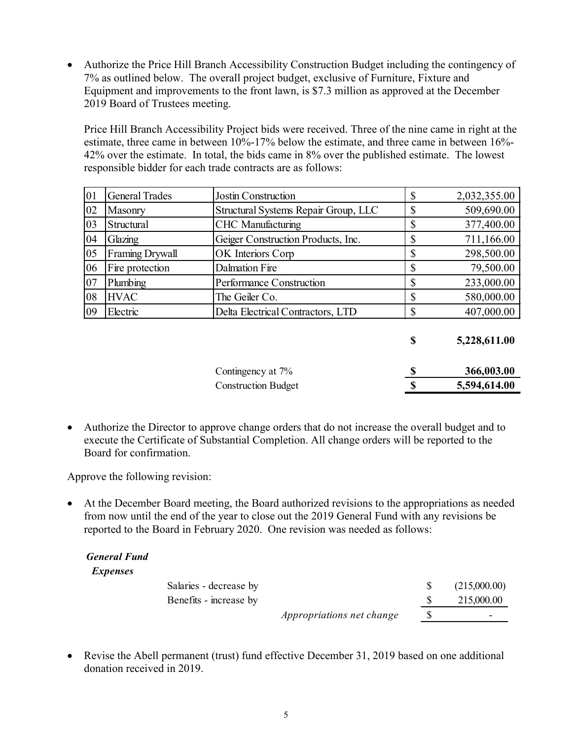- Authorize the Price Hill Branch Accessibility Construction Budget including the contingency of 7% as outlined below. The overall project budget, exclusive of Furniture, Fixture and Equipment and improvements to the front lawn, is $7.3 million as approved at the December 2019 Board of Trustees meeting.

  Price Hill Branch Accessibility Project bids were received. Three of the nine came in right at the estimate, three came in between 10%-17% below the estimate, and three came in between 16%-42% over the estimate. In total, the bids came in 8% over the published estimate. The lowest responsible bidder for each trade contracts are as follows:

| | | | | |
|---|---|---|---|---|
| 01 | General Trades | Jostin Construction | $ | 2,032,355.00 |
| 02 | Masonry | Structural Systems Repair Group, LLC | $ | 509,690.00 |
| 03 | Structural | CHC Manufacturing | $ | 377,400.00 |
| 04 | Glazing | Geiger Construction Products, Inc. | $ | 711,166.00 |
| 05 | Framing Drywall | OK Interiors Corp | $ | 298,500.00 |
| 06 | Fire protection | Dalmation Fire | $ | 79,500.00 |
| 07 | Plumbing | Performance Construction | $ | 233,000.00 |
| 08 | HVAC | The Geiler Co. | $ | 580,000.00 |
| 09 | Electric | Delta Electrical Contractors, LTD | $ | 407,000.00 |
| | | | **$** | **5,228,611.00** |
| | | Contingency at 7% | **$** | **366,003.00** |
| | | Construction Budget | **$** | **5,594,614.00** |

- Authorize the Director to approve change orders that do not increase the overall budget and to execute the Certificate of Substantial Completion. All change orders will be reported to the Board for confirmation.

Approve the following revision:

- At the December Board meeting, the Board authorized revisions to the appropriations as needed from now until the end of the year to close out the 2019 General Fund with any revisions be reported to the Board in February 2020. One revision was needed as follows:

***General Fund***

***Expenses***

| | | |
|---|---|---|
| Salaries - decrease by | $ | (215,000.00) |
| Benefits - increase by | $ | 215,000.00 |
| *Appropriations net change* | $ | - |

- Revise the Abell permanent (trust) fund effective December 31, 2019 based on one additional donation received in 2019.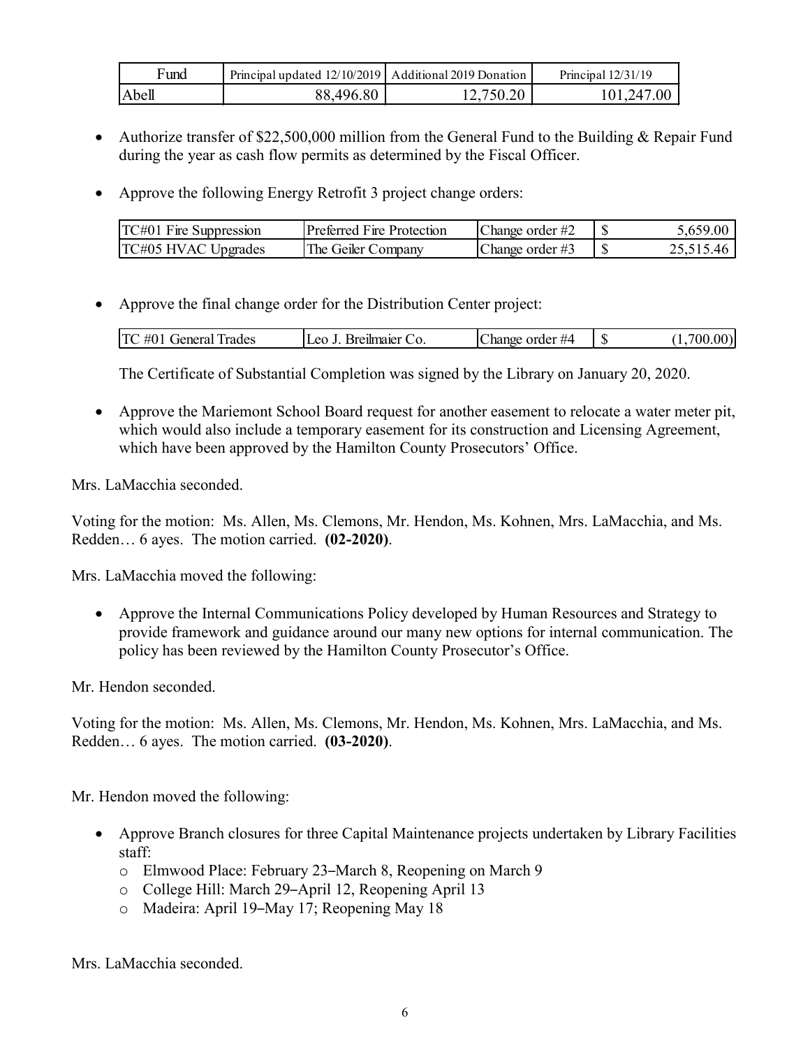| Fund | Principal updated 12/10/2019 | Additional 2019 Donation | Principal 12/31/19 |
|---|---|---|---|
| Abell | 88,496.80 | 12,750.20 | 101,247.00 |

- Authorize transfer of $22,500,000 million from the General Fund to the Building & Repair Fund during the year as cash flow permits as determined by the Fiscal Officer.

- Approve the following Energy Retrofit 3 project change orders:

| TC#01 Fire Suppression | Preferred Fire Protection | Change order #2 | $ | 5,659.00 |
|---|---|---|---|---|
| TC#05 HVAC Upgrades | The Geiler Company | Change order #3 | $ | 25,515.46 |

- Approve the final change order for the Distribution Center project:

| TC #01 General Trades | Leo J. Breilmaier Co. | Change order #4 | $ | (1,700.00) |
|---|---|---|---|---|

  The Certificate of Substantial Completion was signed by the Library on January 20, 2020.

- Approve the Mariemont School Board request for another easement to relocate a water meter pit, which would also include a temporary easement for its construction and Licensing Agreement, which have been approved by the Hamilton County Prosecutors' Office.

Mrs. LaMacchia seconded.

Voting for the motion: Ms. Allen, Ms. Clemons, Mr. Hendon, Ms. Kohnen, Mrs. LaMacchia, and Ms. Redden… 6 ayes. The motion carried. **(02-2020)**.

Mrs. LaMacchia moved the following:

- Approve the Internal Communications Policy developed by Human Resources and Strategy to provide framework and guidance around our many new options for internal communication. The policy has been reviewed by the Hamilton County Prosecutor's Office.

Mr. Hendon seconded.

Voting for the motion: Ms. Allen, Ms. Clemons, Mr. Hendon, Ms. Kohnen, Mrs. LaMacchia, and Ms. Redden… 6 ayes. The motion carried. **(03-2020)**.

Mr. Hendon moved the following:

- Approve Branch closures for three Capital Maintenance projects undertaken by Library Facilities staff:
  - Elmwood Place: February 23–March 8, Reopening on March 9
  - College Hill: March 29–April 12, Reopening April 13
  - Madeira: April 19–May 17; Reopening May 18

Mrs. LaMacchia seconded.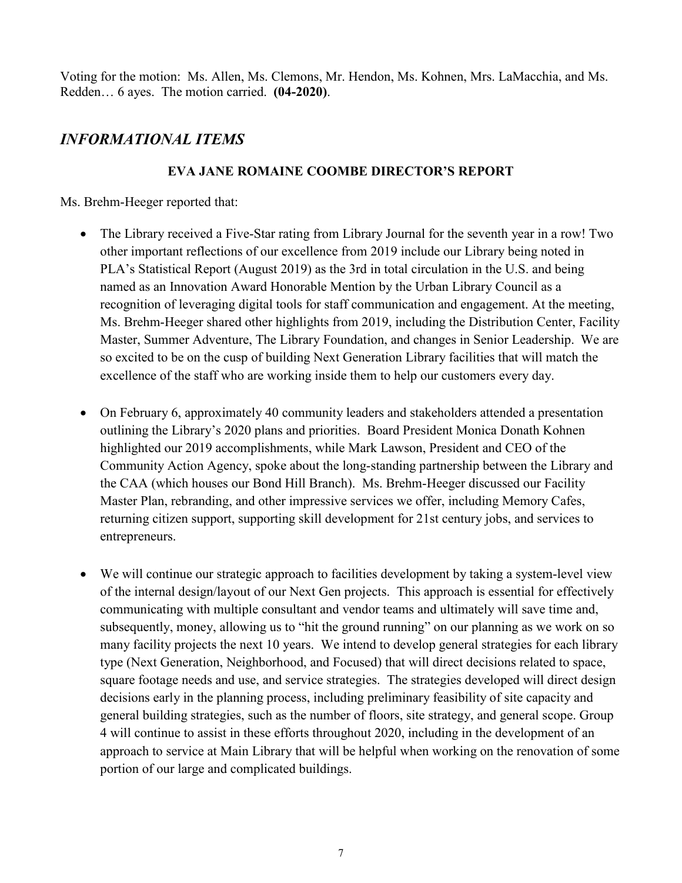Voting for the motion: Ms. Allen, Ms. Clemons, Mr. Hendon, Ms. Kohnen, Mrs. LaMacchia, and Ms. Redden… 6 ayes. The motion carried. **(04-2020)**.

## *INFORMATIONAL ITEMS*

### EVA JANE ROMAINE COOMBE DIRECTOR'S REPORT

Ms. Brehm-Heeger reported that:

- The Library received a Five-Star rating from Library Journal for the seventh year in a row! Two other important reflections of our excellence from 2019 include our Library being noted in PLA's Statistical Report (August 2019) as the 3rd in total circulation in the U.S. and being named as an Innovation Award Honorable Mention by the Urban Library Council as a recognition of leveraging digital tools for staff communication and engagement. At the meeting, Ms. Brehm-Heeger shared other highlights from 2019, including the Distribution Center, Facility Master, Summer Adventure, The Library Foundation, and changes in Senior Leadership. We are so excited to be on the cusp of building Next Generation Library facilities that will match the excellence of the staff who are working inside them to help our customers every day.

- On February 6, approximately 40 community leaders and stakeholders attended a presentation outlining the Library's 2020 plans and priorities. Board President Monica Donath Kohnen highlighted our 2019 accomplishments, while Mark Lawson, President and CEO of the Community Action Agency, spoke about the long-standing partnership between the Library and the CAA (which houses our Bond Hill Branch). Ms. Brehm-Heeger discussed our Facility Master Plan, rebranding, and other impressive services we offer, including Memory Cafes, returning citizen support, supporting skill development for 21st century jobs, and services to entrepreneurs.

- We will continue our strategic approach to facilities development by taking a system-level view of the internal design/layout of our Next Gen projects. This approach is essential for effectively communicating with multiple consultant and vendor teams and ultimately will save time and, subsequently, money, allowing us to "hit the ground running" on our planning as we work on so many facility projects the next 10 years. We intend to develop general strategies for each library type (Next Generation, Neighborhood, and Focused) that will direct decisions related to space, square footage needs and use, and service strategies. The strategies developed will direct design decisions early in the planning process, including preliminary feasibility of site capacity and general building strategies, such as the number of floors, site strategy, and general scope. Group 4 will continue to assist in these efforts throughout 2020, including in the development of an approach to service at Main Library that will be helpful when working on the renovation of some portion of our large and complicated buildings.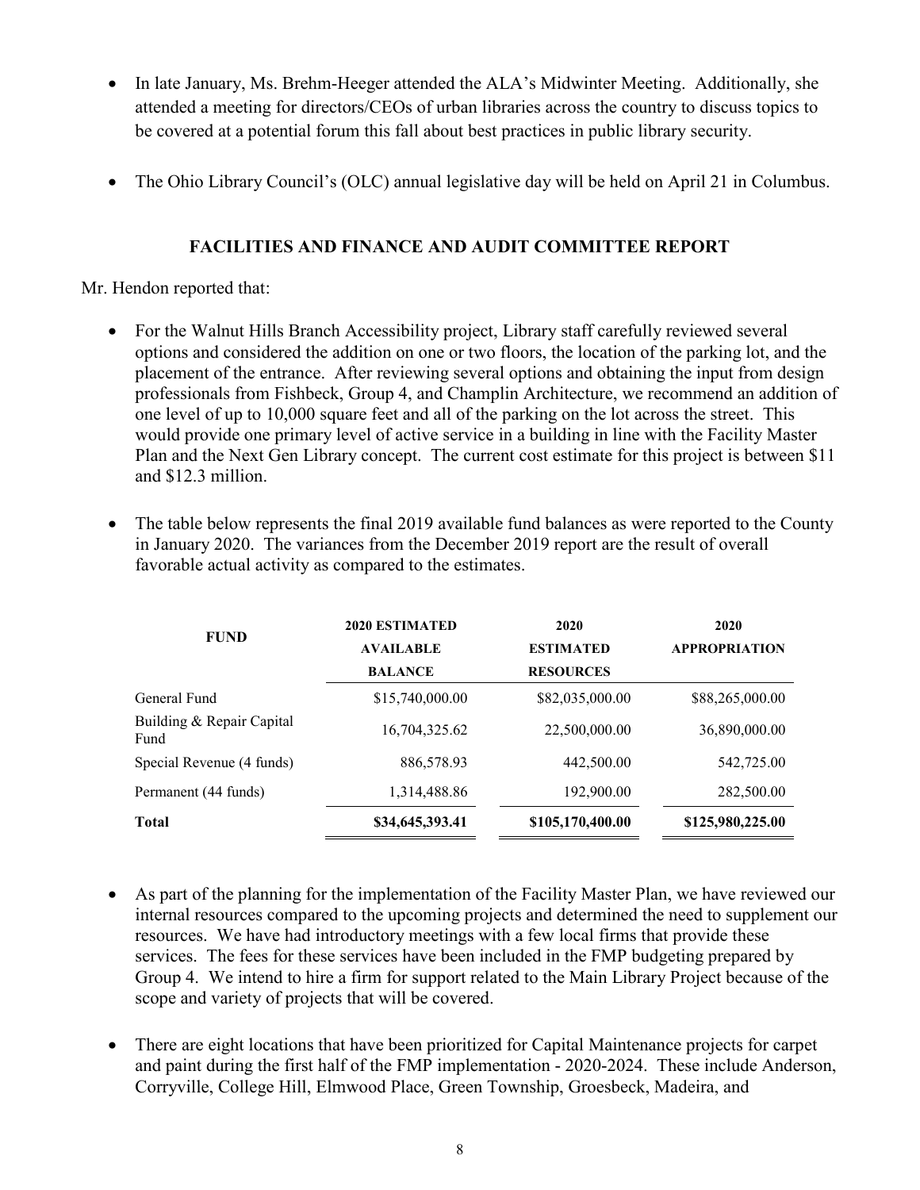- In late January, Ms. Brehm-Heeger attended the ALA's Midwinter Meeting. Additionally, she attended a meeting for directors/CEOs of urban libraries across the country to discuss topics to be covered at a potential forum this fall about best practices in public library security.

- The Ohio Library Council's (OLC) annual legislative day will be held on April 21 in Columbus.

## FACILITIES AND FINANCE AND AUDIT COMMITTEE REPORT

Mr. Hendon reported that:

- For the Walnut Hills Branch Accessibility project, Library staff carefully reviewed several options and considered the addition on one or two floors, the location of the parking lot, and the placement of the entrance. After reviewing several options and obtaining the input from design professionals from Fishbeck, Group 4, and Champlin Architecture, we recommend an addition of one level of up to 10,000 square feet and all of the parking on the lot across the street. This would provide one primary level of active service in a building in line with the Facility Master Plan and the Next Gen Library concept. The current cost estimate for this project is between $11 and $12.3 million.

- The table below represents the final 2019 available fund balances as were reported to the County in January 2020. The variances from the December 2019 report are the result of overall favorable actual activity as compared to the estimates.

| FUND | 2020 ESTIMATED AVAILABLE BALANCE | 2020 ESTIMATED RESOURCES | 2020 APPROPRIATION |
|---|---|---|---|
| General Fund | $15,740,000.00 | $82,035,000.00 | $88,265,000.00 |
| Building & Repair Capital Fund | 16,704,325.62 | 22,500,000.00 | 36,890,000.00 |
| Special Revenue (4 funds) | 886,578.93 | 442,500.00 | 542,725.00 |
| Permanent (44 funds) | 1,314,488.86 | 192,900.00 | 282,500.00 |
| **Total** | **$34,645,393.41** | **$105,170,400.00** | **$125,980,225.00** |

- As part of the planning for the implementation of the Facility Master Plan, we have reviewed our internal resources compared to the upcoming projects and determined the need to supplement our resources. We have had introductory meetings with a few local firms that provide these services. The fees for these services have been included in the FMP budgeting prepared by Group 4. We intend to hire a firm for support related to the Main Library Project because of the scope and variety of projects that will be covered.

- There are eight locations that have been prioritized for Capital Maintenance projects for carpet and paint during the first half of the FMP implementation - 2020-2024. These include Anderson, Corryville, College Hill, Elmwood Place, Green Township, Groesbeck, Madeira, and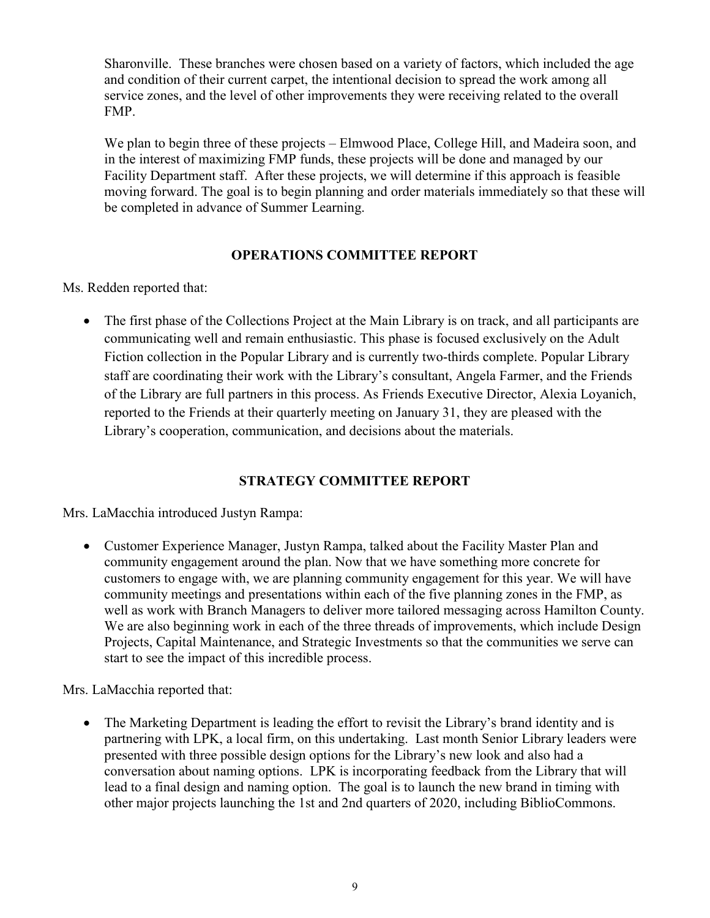Sharonville. These branches were chosen based on a variety of factors, which included the age and condition of their current carpet, the intentional decision to spread the work among all service zones, and the level of other improvements they were receiving related to the overall FMP.

We plan to begin three of these projects – Elmwood Place, College Hill, and Madeira soon, and in the interest of maximizing FMP funds, these projects will be done and managed by our Facility Department staff. After these projects, we will determine if this approach is feasible moving forward. The goal is to begin planning and order materials immediately so that these will be completed in advance of Summer Learning.

## OPERATIONS COMMITTEE REPORT

Ms. Redden reported that:

- The first phase of the Collections Project at the Main Library is on track, and all participants are communicating well and remain enthusiastic. This phase is focused exclusively on the Adult Fiction collection in the Popular Library and is currently two-thirds complete. Popular Library staff are coordinating their work with the Library's consultant, Angela Farmer, and the Friends of the Library are full partners in this process. As Friends Executive Director, Alexia Loyanich, reported to the Friends at their quarterly meeting on January 31, they are pleased with the Library's cooperation, communication, and decisions about the materials.

## STRATEGY COMMITTEE REPORT

Mrs. LaMacchia introduced Justyn Rampa:

- Customer Experience Manager, Justyn Rampa, talked about the Facility Master Plan and community engagement around the plan. Now that we have something more concrete for customers to engage with, we are planning community engagement for this year. We will have community meetings and presentations within each of the five planning zones in the FMP, as well as work with Branch Managers to deliver more tailored messaging across Hamilton County. We are also beginning work in each of the three threads of improvements, which include Design Projects, Capital Maintenance, and Strategic Investments so that the communities we serve can start to see the impact of this incredible process.

Mrs. LaMacchia reported that:

- The Marketing Department is leading the effort to revisit the Library's brand identity and is partnering with LPK, a local firm, on this undertaking. Last month Senior Library leaders were presented with three possible design options for the Library's new look and also had a conversation about naming options. LPK is incorporating feedback from the Library that will lead to a final design and naming option. The goal is to launch the new brand in timing with other major projects launching the 1st and 2nd quarters of 2020, including BiblioCommons.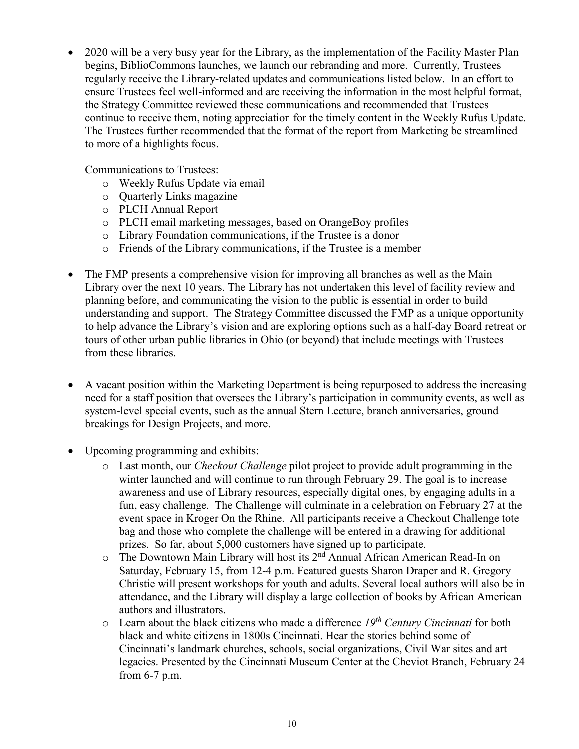- 2020 will be a very busy year for the Library, as the implementation of the Facility Master Plan begins, BiblioCommons launches, we launch our rebranding and more. Currently, Trustees regularly receive the Library-related updates and communications listed below. In an effort to ensure Trustees feel well-informed and are receiving the information in the most helpful format, the Strategy Committee reviewed these communications and recommended that Trustees continue to receive them, noting appreciation for the timely content in the Weekly Rufus Update. The Trustees further recommended that the format of the report from Marketing be streamlined to more of a highlights focus.

  Communications to Trustees:
  - Weekly Rufus Update via email
  - Quarterly Links magazine
  - PLCH Annual Report
  - PLCH email marketing messages, based on OrangeBoy profiles
  - Library Foundation communications, if the Trustee is a donor
  - Friends of the Library communications, if the Trustee is a member

- The FMP presents a comprehensive vision for improving all branches as well as the Main Library over the next 10 years. The Library has not undertaken this level of facility review and planning before, and communicating the vision to the public is essential in order to build understanding and support. The Strategy Committee discussed the FMP as a unique opportunity to help advance the Library's vision and are exploring options such as a half-day Board retreat or tours of other urban public libraries in Ohio (or beyond) that include meetings with Trustees from these libraries.

- A vacant position within the Marketing Department is being repurposed to address the increasing need for a staff position that oversees the Library's participation in community events, as well as system-level special events, such as the annual Stern Lecture, branch anniversaries, ground breakings for Design Projects, and more.

- Upcoming programming and exhibits:
  - Last month, our *Checkout Challenge* pilot project to provide adult programming in the winter launched and will continue to run through February 29. The goal is to increase awareness and use of Library resources, especially digital ones, by engaging adults in a fun, easy challenge. The Challenge will culminate in a celebration on February 27 at the event space in Kroger On the Rhine. All participants receive a Checkout Challenge tote bag and those who complete the challenge will be entered in a drawing for additional prizes. So far, about 5,000 customers have signed up to participate.
  - The Downtown Main Library will host its 2nd Annual African American Read-In on Saturday, February 15, from 12-4 p.m. Featured guests Sharon Draper and R. Gregory Christie will present workshops for youth and adults. Several local authors will also be in attendance, and the Library will display a large collection of books by African American authors and illustrators.
  - Learn about the black citizens who made a difference *19th Century Cincinnati* for both black and white citizens in 1800s Cincinnati. Hear the stories behind some of Cincinnati's landmark churches, schools, social organizations, Civil War sites and art legacies. Presented by the Cincinnati Museum Center at the Cheviot Branch, February 24 from 6-7 p.m.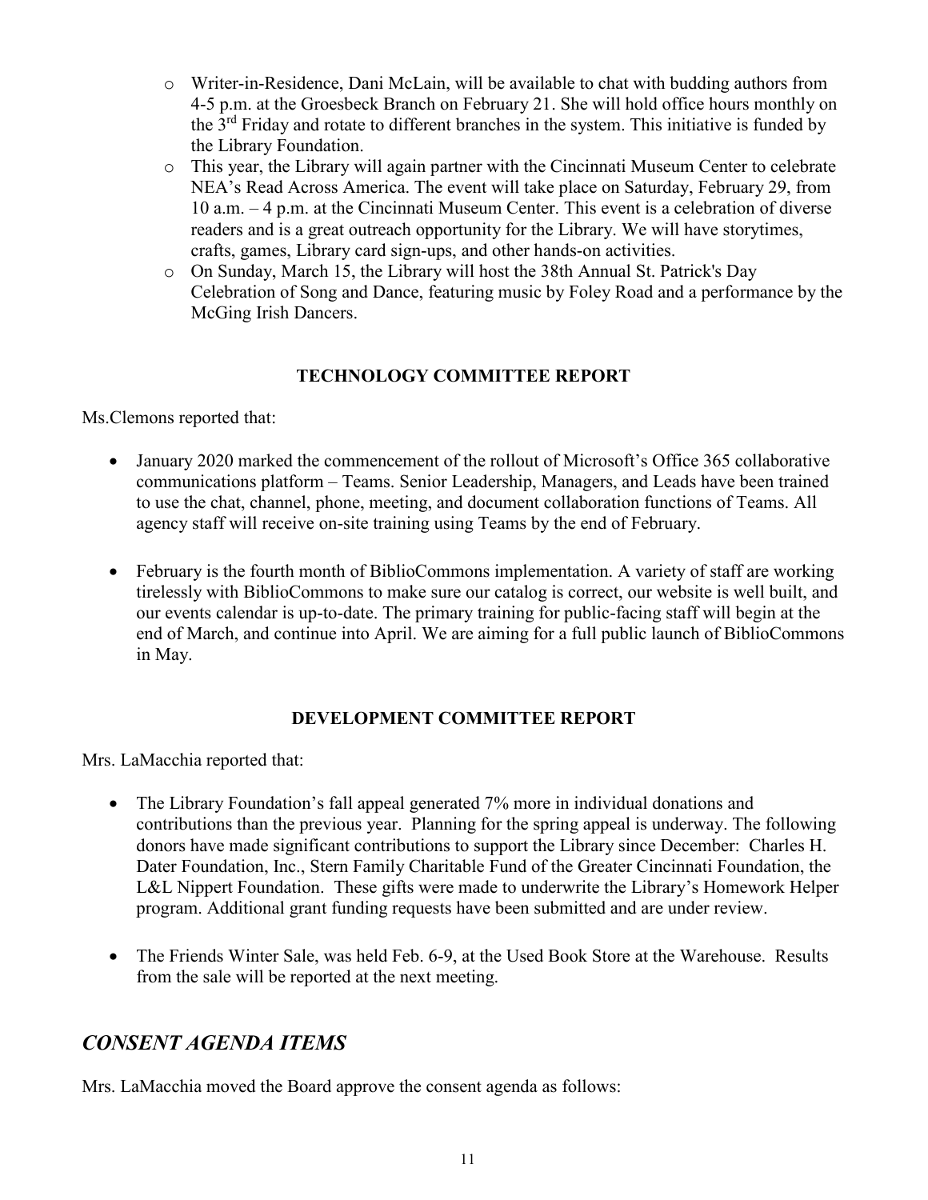- Writer-in-Residence, Dani McLain, will be available to chat with budding authors from 4-5 p.m. at the Groesbeck Branch on February 21. She will hold office hours monthly on the 3rd Friday and rotate to different branches in the system. This initiative is funded by the Library Foundation.
- This year, the Library will again partner with the Cincinnati Museum Center to celebrate NEA's Read Across America. The event will take place on Saturday, February 29, from 10 a.m. – 4 p.m. at the Cincinnati Museum Center. This event is a celebration of diverse readers and is a great outreach opportunity for the Library. We will have storytimes, crafts, games, Library card sign-ups, and other hands-on activities.
- On Sunday, March 15, the Library will host the 38th Annual St. Patrick's Day Celebration of Song and Dance, featuring music by Foley Road and a performance by the McGing Irish Dancers.

### TECHNOLOGY COMMITTEE REPORT

Ms.Clemons reported that:

- January 2020 marked the commencement of the rollout of Microsoft's Office 365 collaborative communications platform – Teams. Senior Leadership, Managers, and Leads have been trained to use the chat, channel, phone, meeting, and document collaboration functions of Teams. All agency staff will receive on-site training using Teams by the end of February.

- February is the fourth month of BiblioCommons implementation. A variety of staff are working tirelessly with BiblioCommons to make sure our catalog is correct, our website is well built, and our events calendar is up-to-date. The primary training for public-facing staff will begin at the end of March, and continue into April. We are aiming for a full public launch of BiblioCommons in May.

### DEVELOPMENT COMMITTEE REPORT

Mrs. LaMacchia reported that:

- The Library Foundation's fall appeal generated 7% more in individual donations and contributions than the previous year. Planning for the spring appeal is underway. The following donors have made significant contributions to support the Library since December: Charles H. Dater Foundation, Inc., Stern Family Charitable Fund of the Greater Cincinnati Foundation, the L&L Nippert Foundation. These gifts were made to underwrite the Library's Homework Helper program. Additional grant funding requests have been submitted and are under review.

- The Friends Winter Sale, was held Feb. 6-9, at the Used Book Store at the Warehouse. Results from the sale will be reported at the next meeting.

## *CONSENT AGENDA ITEMS*

Mrs. LaMacchia moved the Board approve the consent agenda as follows: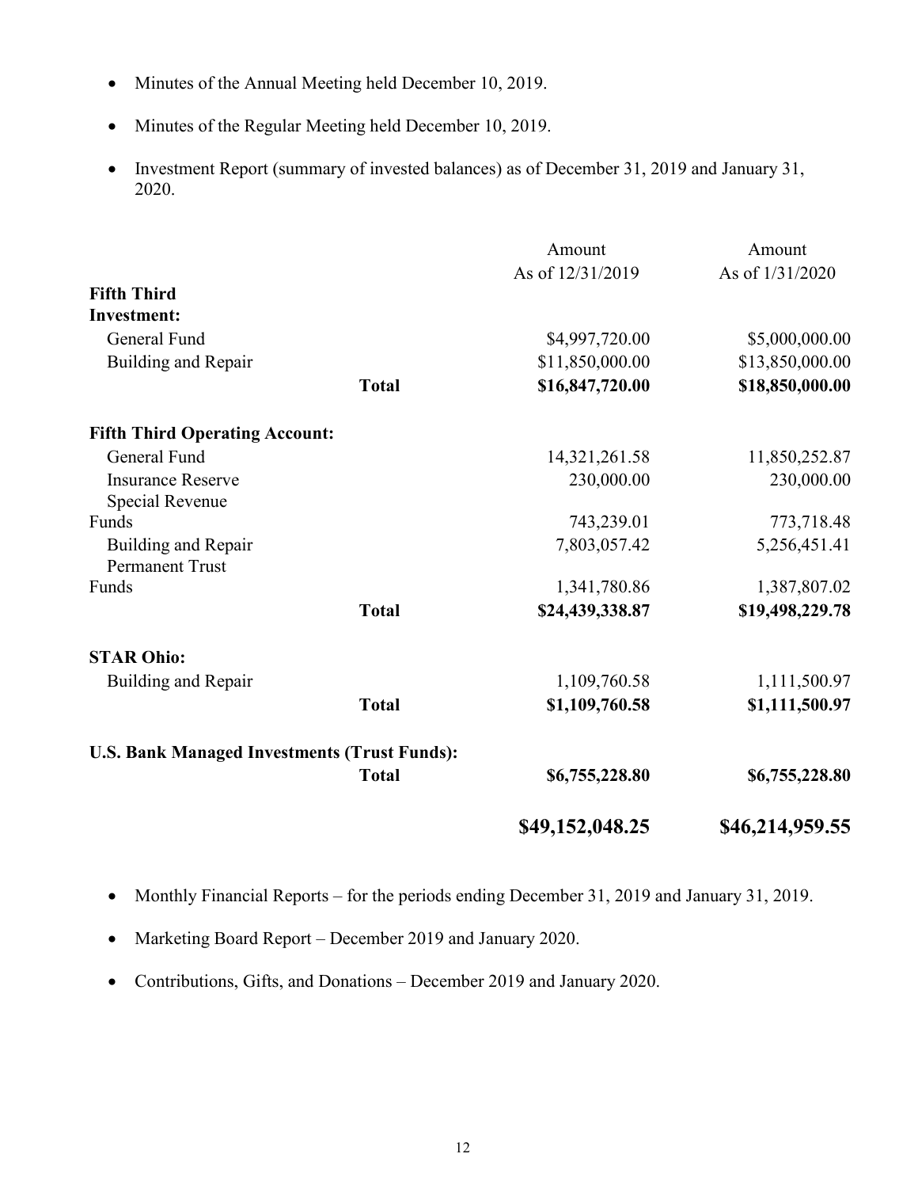- Minutes of the Annual Meeting held December 10, 2019.
- Minutes of the Regular Meeting held December 10, 2019.
- Investment Report (summary of invested balances) as of December 31, 2019 and January 31, 2020.

| | | Amount As of 12/31/2019 | Amount As of 1/31/2020 |
|---|---|---|---|
| **Fifth Third Investment:** | | | |
| General Fund | | $4,997,720.00 | $5,000,000.00 |
| Building and Repair | | $11,850,000.00 | $13,850,000.00 |
| | **Total** | **$16,847,720.00** | **$18,850,000.00** |
| **Fifth Third Operating Account:** | | | |
| General Fund | | 14,321,261.58 | 11,850,252.87 |
| Insurance Reserve | | 230,000.00 | 230,000.00 |
| Special Revenue Funds | | 743,239.01 | 773,718.48 |
| Building and Repair | | 7,803,057.42 | 5,256,451.41 |
| Permanent Trust Funds | | 1,341,780.86 | 1,387,807.02 |
| | **Total** | **$24,439,338.87** | **$19,498,229.78** |
| **STAR Ohio:** | | | |
| Building and Repair | | 1,109,760.58 | 1,111,500.97 |
| | **Total** | **$1,109,760.58** | **$1,111,500.97** |
| **U.S. Bank Managed Investments (Trust Funds):** | | | |
| | **Total** | **$6,755,228.80** | **$6,755,228.80** |
| | | **$49,152,048.25** | **$46,214,959.55** |

- Monthly Financial Reports – for the periods ending December 31, 2019 and January 31, 2019.
- Marketing Board Report – December 2019 and January 2020.
- Contributions, Gifts, and Donations – December 2019 and January 2020.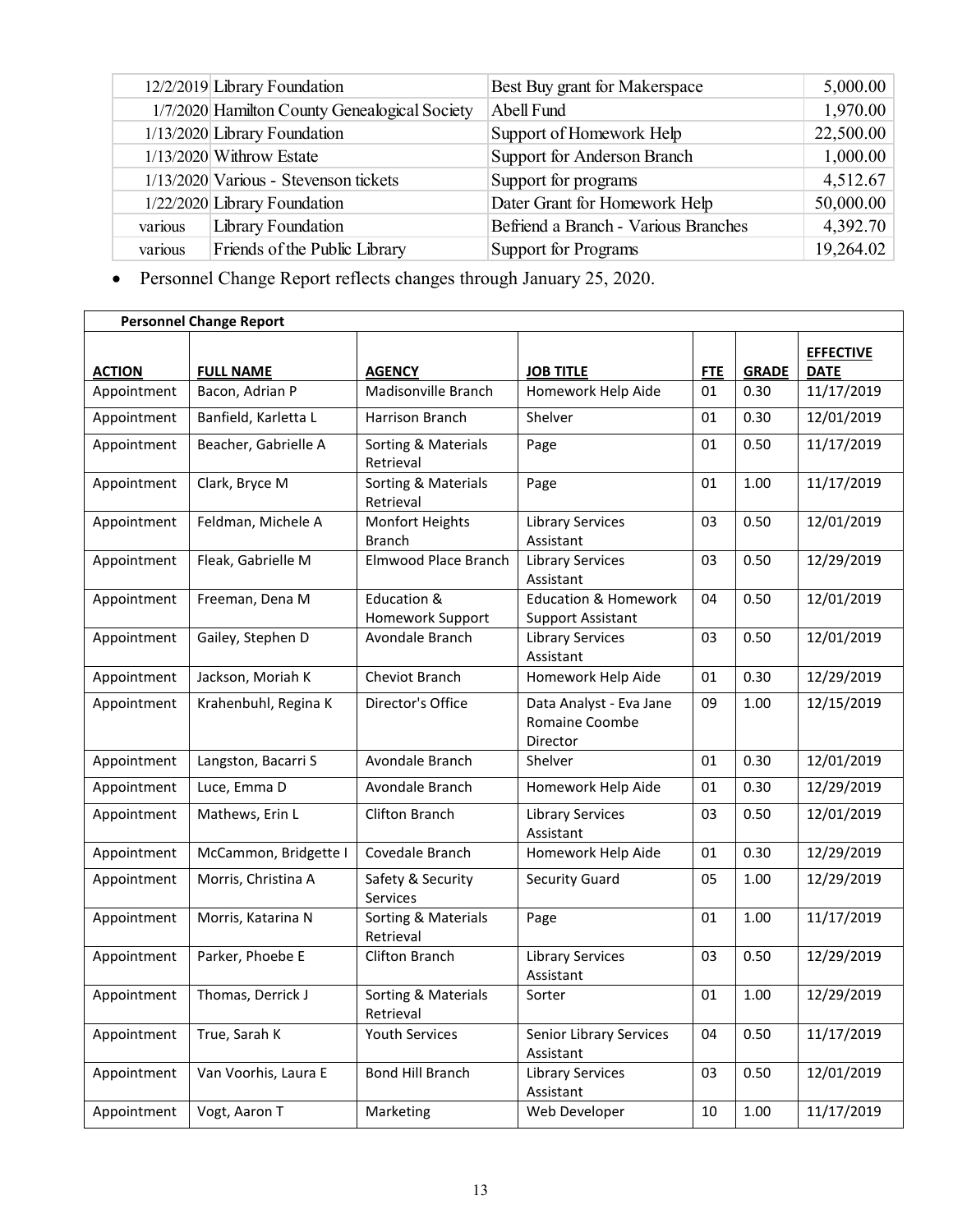| | | | |
|---|---|---|---|
| 12/2/2019 | Library Foundation | Best Buy grant for Makerspace | 5,000.00 |
| 1/7/2020 | Hamilton County Genealogical Society | Abell Fund | 1,970.00 |
| 1/13/2020 | Library Foundation | Support of Homework Help | 22,500.00 |
| 1/13/2020 | Withrow Estate | Support for Anderson Branch | 1,000.00 |
| 1/13/2020 | Various - Stevenson tickets | Support for programs | 4,512.67 |
| 1/22/2020 | Library Foundation | Dater Grant for Homework Help | 50,000.00 |
| various | Library Foundation | Befriend a Branch - Various Branches | 4,392.70 |
| various | Friends of the Public Library | Support for Programs | 19,264.02 |

- Personnel Change Report reflects changes through January 25, 2020.

**Personnel Change Report**

| ACTION | FULL NAME | AGENCY | JOB TITLE | FTE | GRADE | EFFECTIVE DATE |
|---|---|---|---|---|---|---|
| Appointment | Bacon, Adrian P | Madisonville Branch | Homework Help Aide | 01 | 0.30 | 11/17/2019 |
| Appointment | Banfield, Karletta L | Harrison Branch | Shelver | 01 | 0.30 | 12/01/2019 |
| Appointment | Beacher, Gabrielle A | Sorting & Materials Retrieval | Page | 01 | 0.50 | 11/17/2019 |
| Appointment | Clark, Bryce M | Sorting & Materials Retrieval | Page | 01 | 1.00 | 11/17/2019 |
| Appointment | Feldman, Michele A | Monfort Heights Branch | Library Services Assistant | 03 | 0.50 | 12/01/2019 |
| Appointment | Fleak, Gabrielle M | Elmwood Place Branch | Library Services Assistant | 03 | 0.50 | 12/29/2019 |
| Appointment | Freeman, Dena M | Education & Homework Support | Education & Homework Support Assistant | 04 | 0.50 | 12/01/2019 |
| Appointment | Gailey, Stephen D | Avondale Branch | Library Services Assistant | 03 | 0.50 | 12/01/2019 |
| Appointment | Jackson, Moriah K | Cheviot Branch | Homework Help Aide | 01 | 0.30 | 12/29/2019 |
| Appointment | Krahenbuhl, Regina K | Director's Office | Data Analyst - Eva Jane Romaine Coombe Director | 09 | 1.00 | 12/15/2019 |
| Appointment | Langston, Bacarri S | Avondale Branch | Shelver | 01 | 0.30 | 12/01/2019 |
| Appointment | Luce, Emma D | Avondale Branch | Homework Help Aide | 01 | 0.30 | 12/29/2019 |
| Appointment | Mathews, Erin L | Clifton Branch | Library Services Assistant | 03 | 0.50 | 12/01/2019 |
| Appointment | McCammon, Bridgette I | Covedale Branch | Homework Help Aide | 01 | 0.30 | 12/29/2019 |
| Appointment | Morris, Christina A | Safety & Security Services | Security Guard | 05 | 1.00 | 12/29/2019 |
| Appointment | Morris, Katarina N | Sorting & Materials Retrieval | Page | 01 | 1.00 | 11/17/2019 |
| Appointment | Parker, Phoebe E | Clifton Branch | Library Services Assistant | 03 | 0.50 | 12/29/2019 |
| Appointment | Thomas, Derrick J | Sorting & Materials Retrieval | Sorter | 01 | 1.00 | 12/29/2019 |
| Appointment | True, Sarah K | Youth Services | Senior Library Services Assistant | 04 | 0.50 | 11/17/2019 |
| Appointment | Van Voorhis, Laura E | Bond Hill Branch | Library Services Assistant | 03 | 0.50 | 12/01/2019 |
| Appointment | Vogt, Aaron T | Marketing | Web Developer | 10 | 1.00 | 11/17/2019 |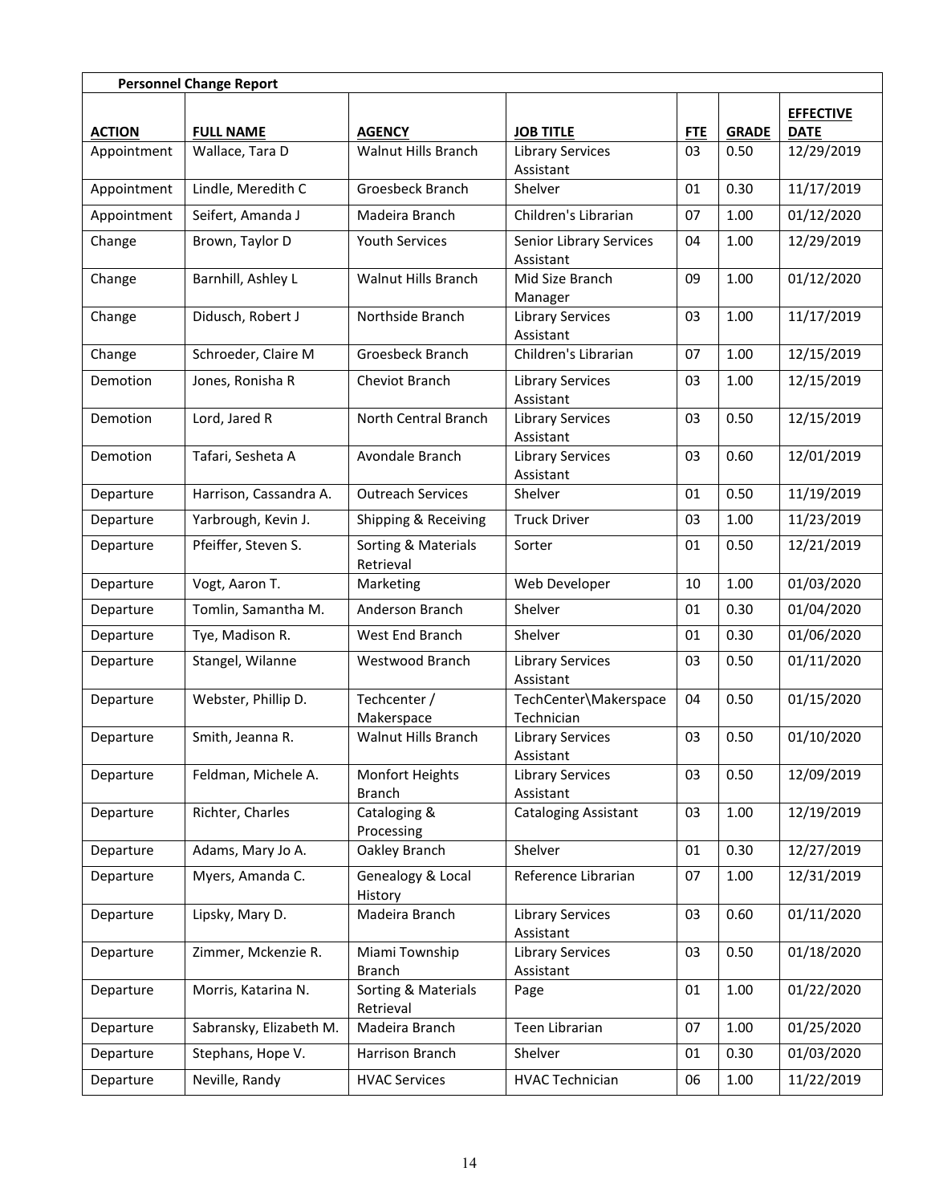**Personnel Change Report**

| ACTION | FULL NAME | AGENCY | JOB TITLE | FTE | GRADE | EFFECTIVE DATE |
|---|---|---|---|---|---|---|
| Appointment | Wallace, Tara D | Walnut Hills Branch | Library Services Assistant | 03 | 0.50 | 12/29/2019 |
| Appointment | Lindle, Meredith C | Groesbeck Branch | Shelver | 01 | 0.30 | 11/17/2019 |
| Appointment | Seifert, Amanda J | Madeira Branch | Children's Librarian | 07 | 1.00 | 01/12/2020 |
| Change | Brown, Taylor D | Youth Services | Senior Library Services Assistant | 04 | 1.00 | 12/29/2019 |
| Change | Barnhill, Ashley L | Walnut Hills Branch | Mid Size Branch Manager | 09 | 1.00 | 01/12/2020 |
| Change | Didusch, Robert J | Northside Branch | Library Services Assistant | 03 | 1.00 | 11/17/2019 |
| Change | Schroeder, Claire M | Groesbeck Branch | Children's Librarian | 07 | 1.00 | 12/15/2019 |
| Demotion | Jones, Ronisha R | Cheviot Branch | Library Services Assistant | 03 | 1.00 | 12/15/2019 |
| Demotion | Lord, Jared R | North Central Branch | Library Services Assistant | 03 | 0.50 | 12/15/2019 |
| Demotion | Tafari, Sesheta A | Avondale Branch | Library Services Assistant | 03 | 0.60 | 12/01/2019 |
| Departure | Harrison, Cassandra A. | Outreach Services | Shelver | 01 | 0.50 | 11/19/2019 |
| Departure | Yarbrough, Kevin J. | Shipping & Receiving | Truck Driver | 03 | 1.00 | 11/23/2019 |
| Departure | Pfeiffer, Steven S. | Sorting & Materials Retrieval | Sorter | 01 | 0.50 | 12/21/2019 |
| Departure | Vogt, Aaron T. | Marketing | Web Developer | 10 | 1.00 | 01/03/2020 |
| Departure | Tomlin, Samantha M. | Anderson Branch | Shelver | 01 | 0.30 | 01/04/2020 |
| Departure | Tye, Madison R. | West End Branch | Shelver | 01 | 0.30 | 01/06/2020 |
| Departure | Stangel, Wilanne | Westwood Branch | Library Services Assistant | 03 | 0.50 | 01/11/2020 |
| Departure | Webster, Phillip D. | Techcenter / Makerspace | TechCenter\Makerspace Technician | 04 | 0.50 | 01/15/2020 |
| Departure | Smith, Jeanna R. | Walnut Hills Branch | Library Services Assistant | 03 | 0.50 | 01/10/2020 |
| Departure | Feldman, Michele A. | Monfort Heights Branch | Library Services Assistant | 03 | 0.50 | 12/09/2019 |
| Departure | Richter, Charles | Cataloging & Processing | Cataloging Assistant | 03 | 1.00 | 12/19/2019 |
| Departure | Adams, Mary Jo A. | Oakley Branch | Shelver | 01 | 0.30 | 12/27/2019 |
| Departure | Myers, Amanda C. | Genealogy & Local History | Reference Librarian | 07 | 1.00 | 12/31/2019 |
| Departure | Lipsky, Mary D. | Madeira Branch | Library Services Assistant | 03 | 0.60 | 01/11/2020 |
| Departure | Zimmer, Mckenzie R. | Miami Township Branch | Library Services Assistant | 03 | 0.50 | 01/18/2020 |
| Departure | Morris, Katarina N. | Sorting & Materials Retrieval | Page | 01 | 1.00 | 01/22/2020 |
| Departure | Sabransky, Elizabeth M. | Madeira Branch | Teen Librarian | 07 | 1.00 | 01/25/2020 |
| Departure | Stephans, Hope V. | Harrison Branch | Shelver | 01 | 0.30 | 01/03/2020 |
| Departure | Neville, Randy | HVAC Services | HVAC Technician | 06 | 1.00 | 11/22/2019 |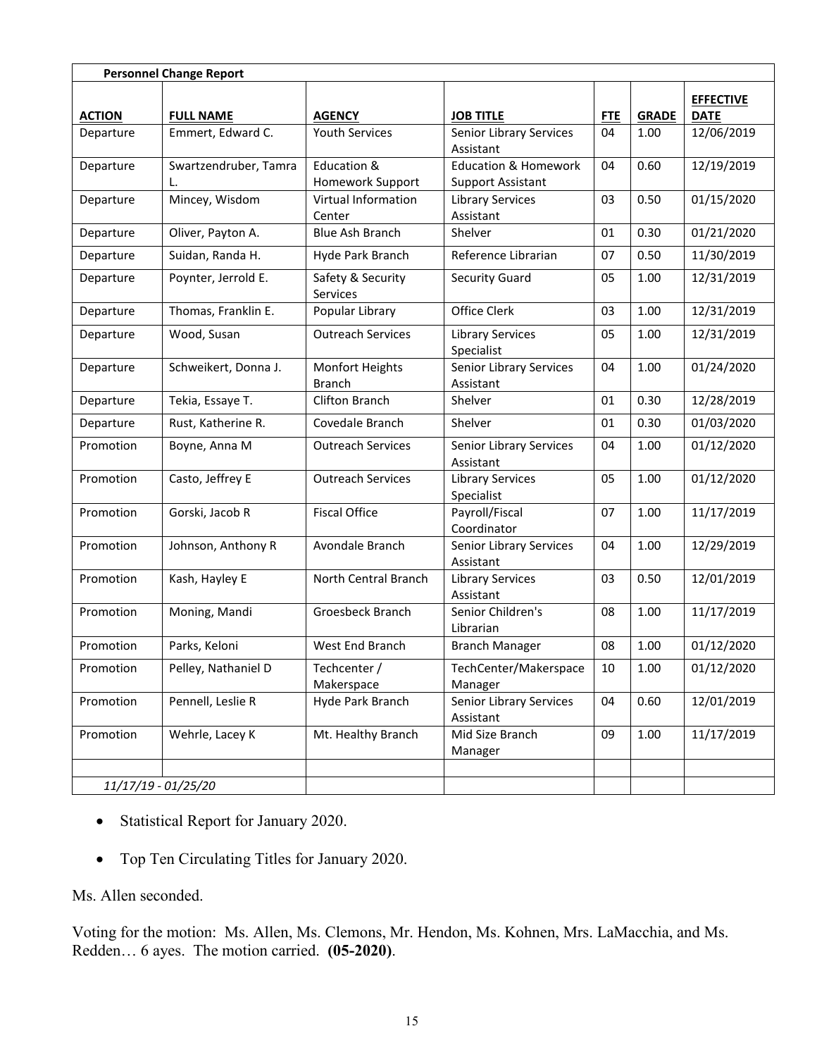| **Personnel Change Report** | | | | | | |
|---|---|---|---|---|---|---|
| **ACTION** | **FULL NAME** | **AGENCY** | **JOB TITLE** | **FTE** | **GRADE** | **EFFECTIVE DATE** |
| Departure | Emmert, Edward C. | Youth Services | Senior Library Services Assistant | 04 | 1.00 | 12/06/2019 |
| Departure | Swartzendruber, Tamra L. | Education & Homework Support | Education & Homework Support Assistant | 04 | 0.60 | 12/19/2019 |
| Departure | Mincey, Wisdom | Virtual Information Center | Library Services Assistant | 03 | 0.50 | 01/15/2020 |
| Departure | Oliver, Payton A. | Blue Ash Branch | Shelver | 01 | 0.30 | 01/21/2020 |
| Departure | Suidan, Randa H. | Hyde Park Branch | Reference Librarian | 07 | 0.50 | 11/30/2019 |
| Departure | Poynter, Jerrold E. | Safety & Security Services | Security Guard | 05 | 1.00 | 12/31/2019 |
| Departure | Thomas, Franklin E. | Popular Library | Office Clerk | 03 | 1.00 | 12/31/2019 |
| Departure | Wood, Susan | Outreach Services | Library Services Specialist | 05 | 1.00 | 12/31/2019 |
| Departure | Schweikert, Donna J. | Monfort Heights Branch | Senior Library Services Assistant | 04 | 1.00 | 01/24/2020 |
| Departure | Tekia, Essaye T. | Clifton Branch | Shelver | 01 | 0.30 | 12/28/2019 |
| Departure | Rust, Katherine R. | Covedale Branch | Shelver | 01 | 0.30 | 01/03/2020 |
| Promotion | Boyne, Anna M | Outreach Services | Senior Library Services Assistant | 04 | 1.00 | 01/12/2020 |
| Promotion | Casto, Jeffrey E | Outreach Services | Library Services Specialist | 05 | 1.00 | 01/12/2020 |
| Promotion | Gorski, Jacob R | Fiscal Office | Payroll/Fiscal Coordinator | 07 | 1.00 | 11/17/2019 |
| Promotion | Johnson, Anthony R | Avondale Branch | Senior Library Services Assistant | 04 | 1.00 | 12/29/2019 |
| Promotion | Kash, Hayley E | North Central Branch | Library Services Assistant | 03 | 0.50 | 12/01/2019 |
| Promotion | Moning, Mandi | Groesbeck Branch | Senior Children's Librarian | 08 | 1.00 | 11/17/2019 |
| Promotion | Parks, Keloni | West End Branch | Branch Manager | 08 | 1.00 | 01/12/2020 |
| Promotion | Pelley, Nathaniel D | Techcenter / Makerspace | TechCenter/Makerspace Manager | 10 | 1.00 | 01/12/2020 |
| Promotion | Pennell, Leslie R | Hyde Park Branch | Senior Library Services Assistant | 04 | 0.60 | 12/01/2019 |
| Promotion | Wehrle, Lacey K | Mt. Healthy Branch | Mid Size Branch Manager | 09 | 1.00 | 11/17/2019 |
| | | | | | | |
| *11/17/19 - 01/25/20* | | | | | | |

- Statistical Report for January 2020.
- Top Ten Circulating Titles for January 2020.

Ms. Allen seconded.

Voting for the motion: Ms. Allen, Ms. Clemons, Mr. Hendon, Ms. Kohnen, Mrs. LaMacchia, and Ms. Redden… 6 ayes. The motion carried. **(05-2020)**.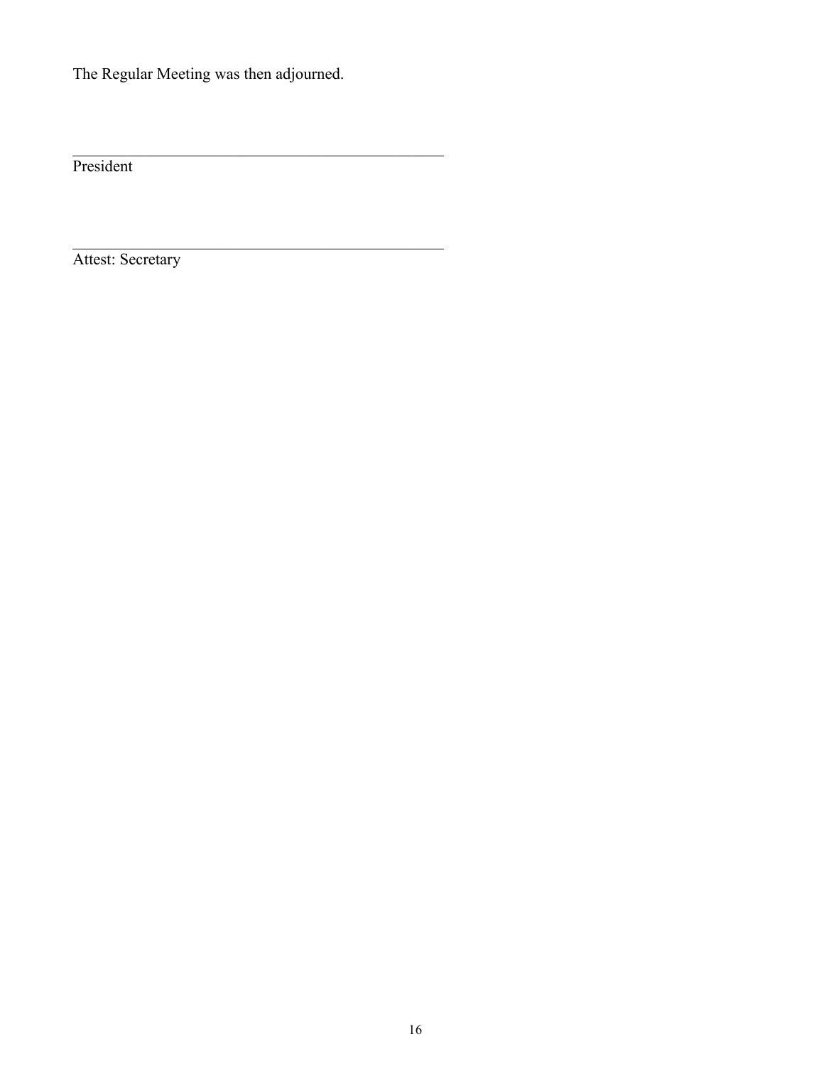The Regular Meeting was then adjourned.

\_\_\_\_\_\_\_\_\_\_\_\_\_\_\_\_\_\_\_\_\_\_\_\_\_\_\_\_\_\_\_\_\_\_\_\_\_\_\_\_\_\_\_\_\_\_

President

\_\_\_\_\_\_\_\_\_\_\_\_\_\_\_\_\_\_\_\_\_\_\_\_\_\_\_\_\_\_\_\_\_\_\_\_\_\_\_\_\_\_\_\_\_\_

Attest: Secretary